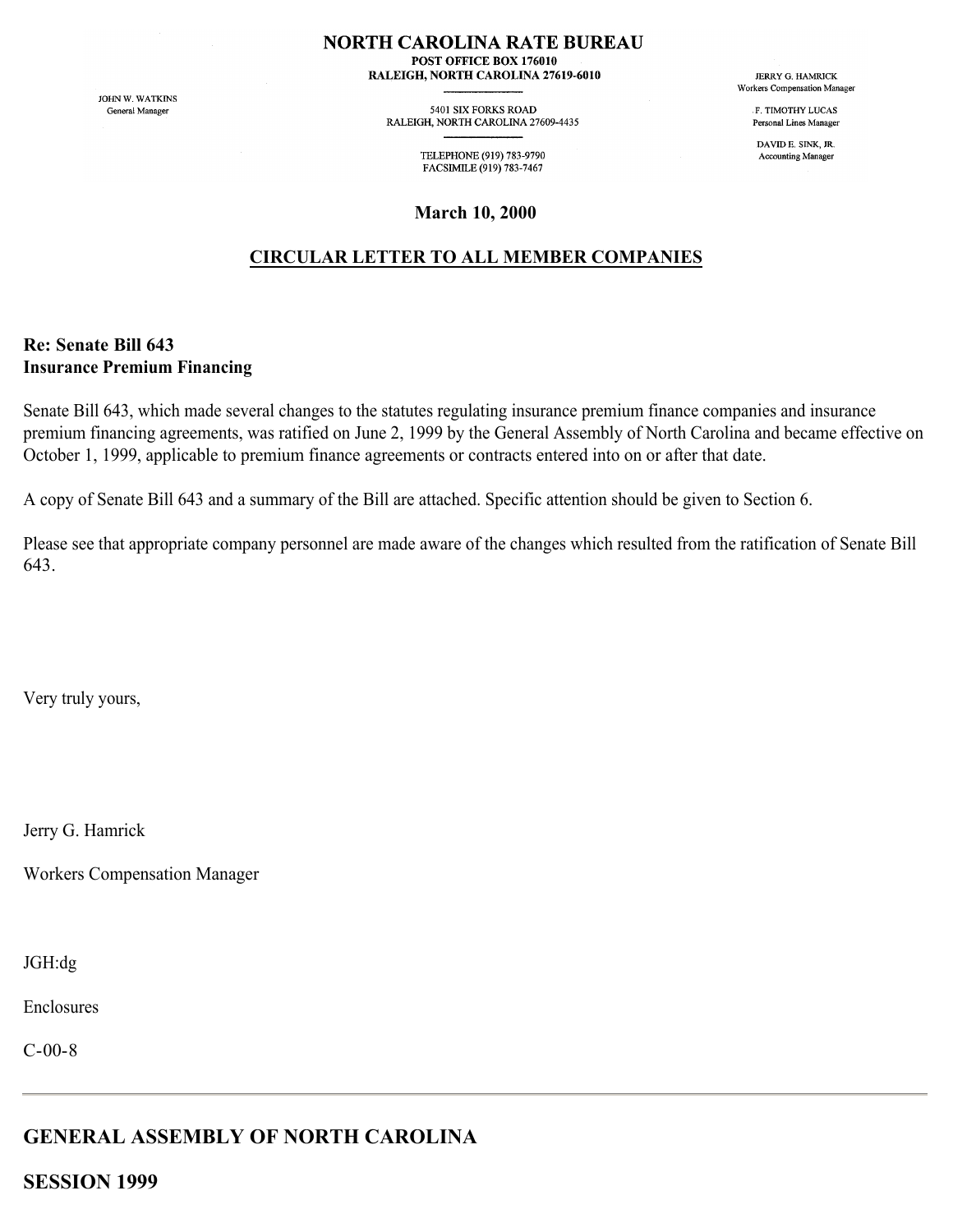# NORTH CAROLINA RATE BUREAU

**POST OFFICE BOX 176010**
**RALEIGH, NORTH CAROLINA 27619-6010**

5401 SIX FORKS ROAD
RALEIGH, NORTH CAROLINA 27609-4435

TELEPHONE (919) 783-9790
FACSIMILE (919) 783-7467

JOHN W. WATKINS
General Manager

JERRY G. HAMRICK
Workers Compensation Manager

F. TIMOTHY LUCAS
Personal Lines Manager

DAVID E. SINK, JR.
Accounting Manager

**March 10, 2000**

**CIRCULAR LETTER TO ALL MEMBER COMPANIES**

**Re: Senate Bill 643**
**Insurance Premium Financing**

Senate Bill 643, which made several changes to the statutes regulating insurance premium finance companies and insurance premium financing agreements, was ratified on June 2, 1999 by the General Assembly of North Carolina and became effective on October 1, 1999, applicable to premium finance agreements or contracts entered into on or after that date.

A copy of Senate Bill 643 and a summary of the Bill are attached. Specific attention should be given to Section 6.

Please see that appropriate company personnel are made aware of the changes which resulted from the ratification of Senate Bill 643.

Very truly yours,

Jerry G. Hamrick

Workers Compensation Manager

JGH:dg

Enclosures

C-00-8

---

## GENERAL ASSEMBLY OF NORTH CAROLINA

## SESSION 1999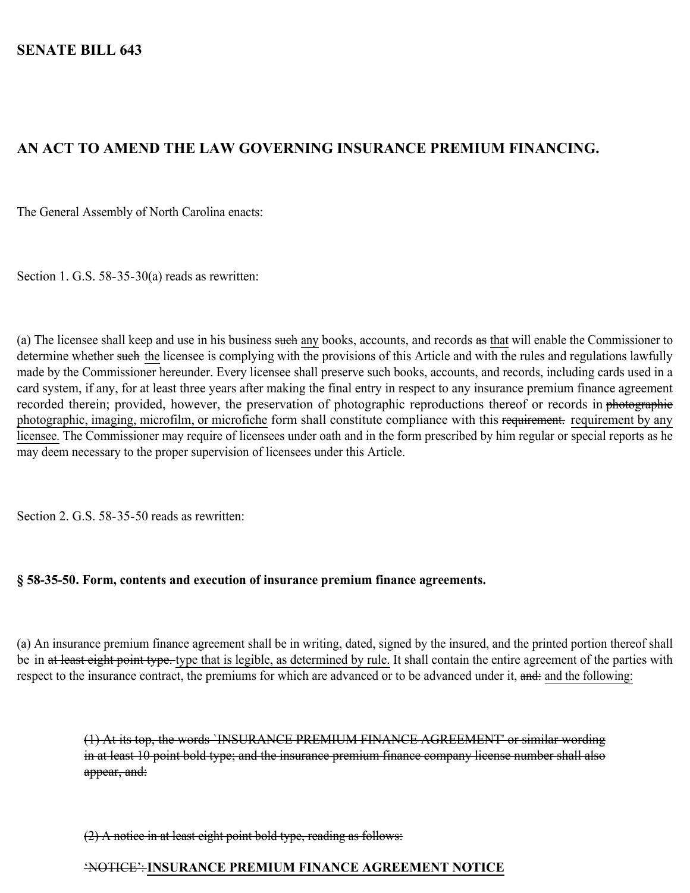**SENATE BILL 643**

**AN ACT TO AMEND THE LAW GOVERNING INSURANCE PREMIUM FINANCING.**

The General Assembly of North Carolina enacts:

Section 1. G.S. 58-35-30(a) reads as rewritten:

(a) The licensee shall keep and use in his business ~~such~~ <u>any</u> books, accounts, and records ~~as~~ <u>that</u> will enable the Commissioner to determine whether ~~such~~ <u>the</u> licensee is complying with the provisions of this Article and with the rules and regulations lawfully made by the Commissioner hereunder. Every licensee shall preserve such books, accounts, and records, including cards used in a card system, if any, for at least three years after making the final entry in respect to any insurance premium finance agreement recorded therein; provided, however, the preservation of photographic reproductions thereof or records in ~~photographic~~ <u>photographic, imaging, microfilm, or microfiche</u> form shall constitute compliance with this ~~requirement.~~ <u>requirement by any licensee.</u> The Commissioner may require of licensees under oath and in the form prescribed by him regular or special reports as he may deem necessary to the proper supervision of licensees under this Article.

Section 2. G.S. 58-35-50 reads as rewritten:

**§ 58-35-50. Form, contents and execution of insurance premium finance agreements.**

(a) An insurance premium finance agreement shall be in writing, dated, signed by the insured, and the printed portion thereof shall be in ~~at least eight point type.~~ <u>type that is legible, as determined by rule.</u> It shall contain the entire agreement of the parties with respect to the insurance contract, the premiums for which are advanced or to be advanced under it, ~~and:~~ <u>and the following:</u>

> ~~(1) At its top, the words `INSURANCE PREMIUM FINANCE AGREEMENT' or similar wording in at least 10 point bold type; and the insurance premium finance company license number shall also appear, and:~~

> ~~(2) A notice in at least eight point bold type, reading as follows:~~

> ~~'NOTICE':~~ <u>**INSURANCE PREMIUM FINANCE AGREEMENT NOTICE**</u>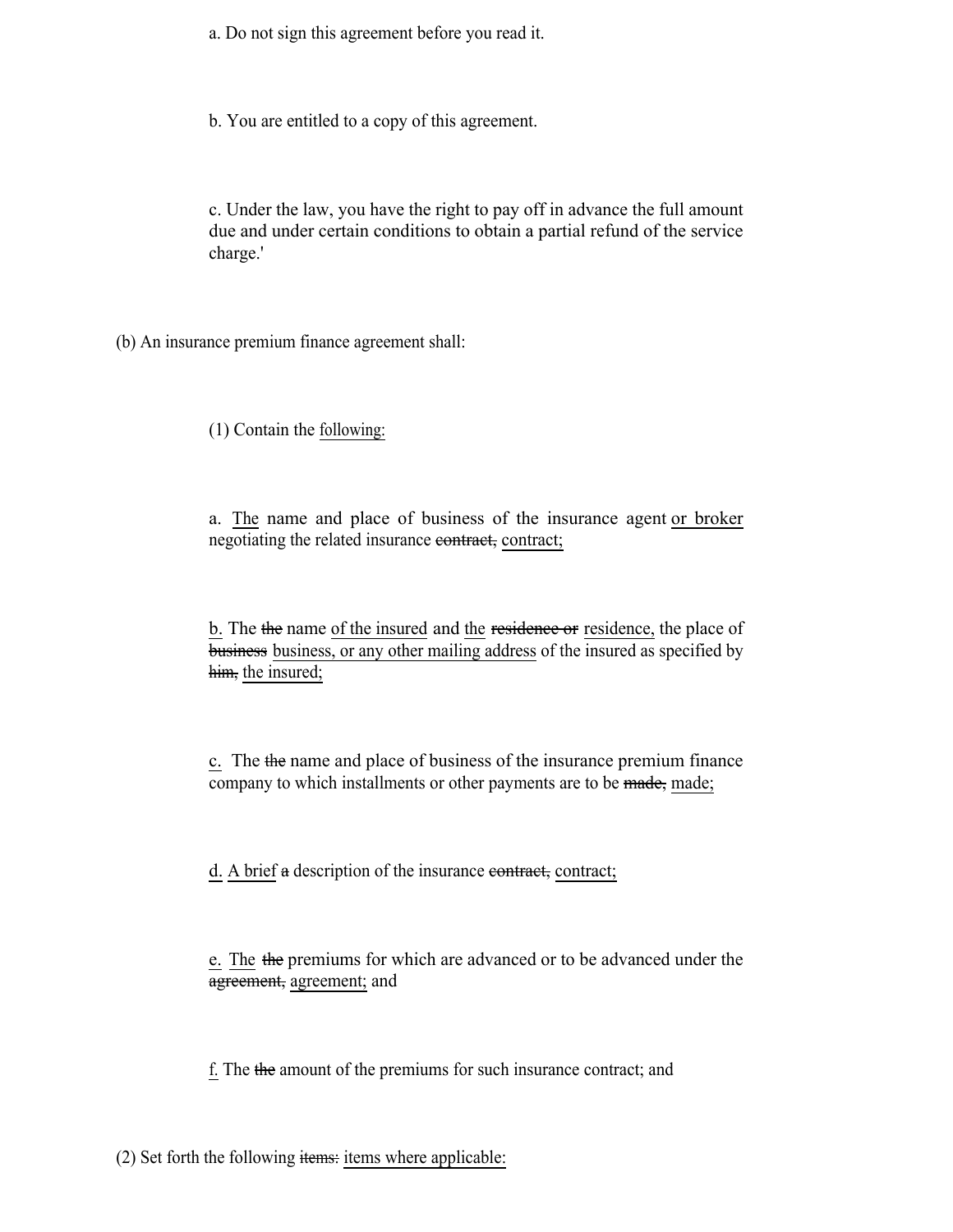a. Do not sign this agreement before you read it.

b. You are entitled to a copy of this agreement.

c. Under the law, you have the right to pay off in advance the full amount due and under certain conditions to obtain a partial refund of the service charge.'

(b) An insurance premium finance agreement shall:

(1) Contain the <u>following:</u>

a. <u>The</u> name and place of business of the insurance agent <u>or broker</u> negotiating the related insurance ~~contract,~~ <u>contract;</u>

<u>b.</u> The ~~the~~ name <u>of the insured</u> and <u>the</u> ~~residence or~~ <u>residence,</u> the place of ~~business~~ <u>business, or any other mailing address</u> of the insured as specified by ~~him,~~ <u>the insured;</u>

<u>c.</u> The ~~the~~ name and place of business of the insurance premium finance company to which installments or other payments are to be ~~made,~~ <u>made;</u>

<u>d.</u> <u>A brief</u> ~~a~~ description of the insurance ~~contract,~~ <u>contract;</u>

<u>e.</u> <u>The</u> ~~the~~ premiums for which are advanced or to be advanced under the ~~agreement,~~ <u>agreement;</u> and

<u>f.</u> The ~~the~~ amount of the premiums for such insurance contract; and

(2) Set forth the following ~~items:~~ <u>items where applicable:</u>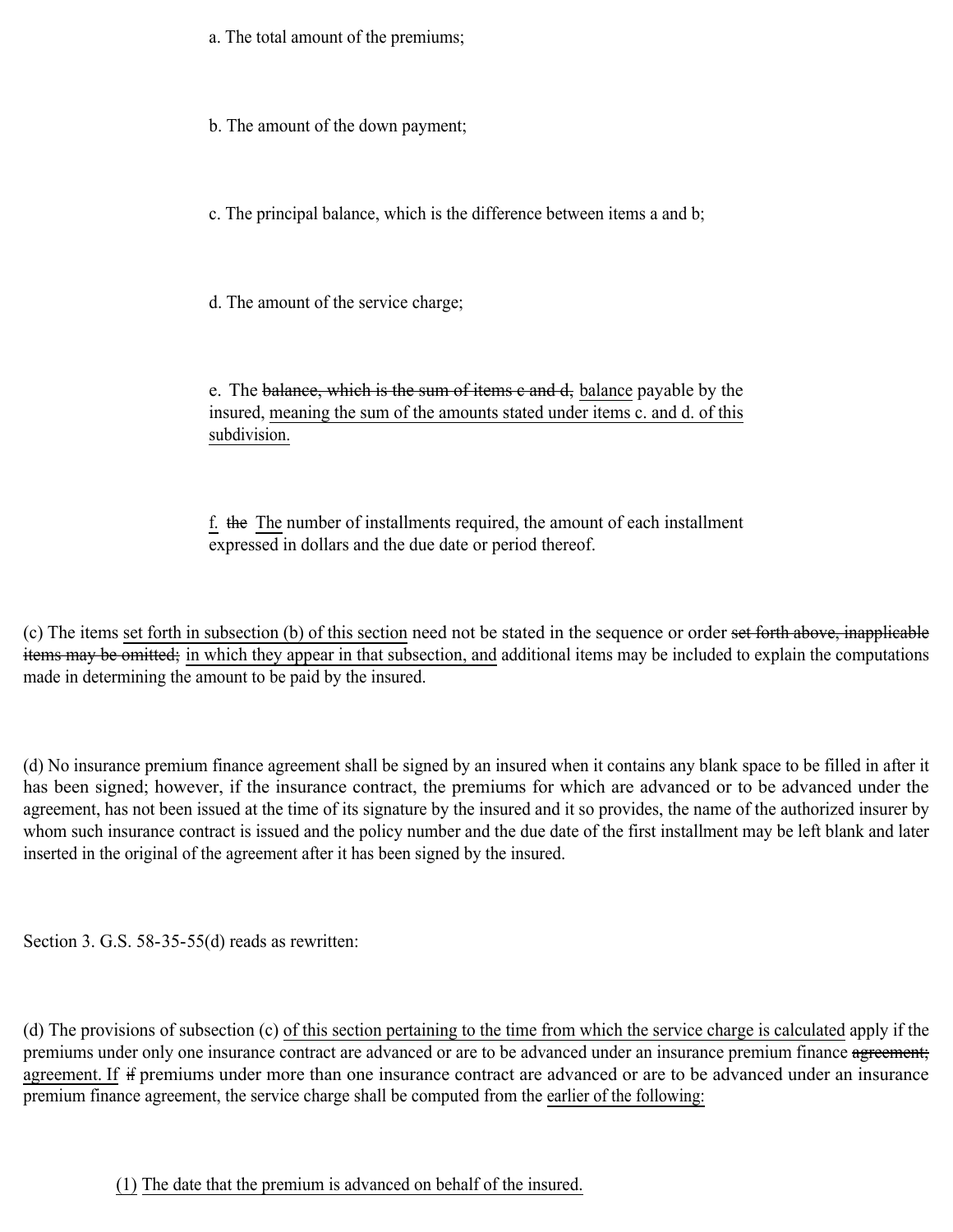a. The total amount of the premiums;

b. The amount of the down payment;

c. The principal balance, which is the difference between items a and b;

d. The amount of the service charge;

e. The ~~balance, which is the sum of items c and d,~~ balance payable by the insured, meaning the sum of the amounts stated under items c. and d. of this subdivision.

f. ~~the~~ The number of installments required, the amount of each installment expressed in dollars and the due date or period thereof.

(c) The items set forth in subsection (b) of this section need not be stated in the sequence or order ~~set forth above, inapplicable items may be omitted;~~ in which they appear in that subsection, and additional items may be included to explain the computations made in determining the amount to be paid by the insured.

(d) No insurance premium finance agreement shall be signed by an insured when it contains any blank space to be filled in after it has been signed; however, if the insurance contract, the premiums for which are advanced or to be advanced under the agreement, has not been issued at the time of its signature by the insured and it so provides, the name of the authorized insurer by whom such insurance contract is issued and the policy number and the due date of the first installment may be left blank and later inserted in the original of the agreement after it has been signed by the insured.

Section 3. G.S. 58-35-55(d) reads as rewritten:

(d) The provisions of subsection (c) of this section pertaining to the time from which the service charge is calculated apply if the premiums under only one insurance contract are advanced or are to be advanced under an insurance premium finance ~~agreement;~~ agreement. If ~~if~~ premiums under more than one insurance contract are advanced or are to be advanced under an insurance premium finance agreement, the service charge shall be computed from the earlier of the following:

(1) The date that the premium is advanced on behalf of the insured.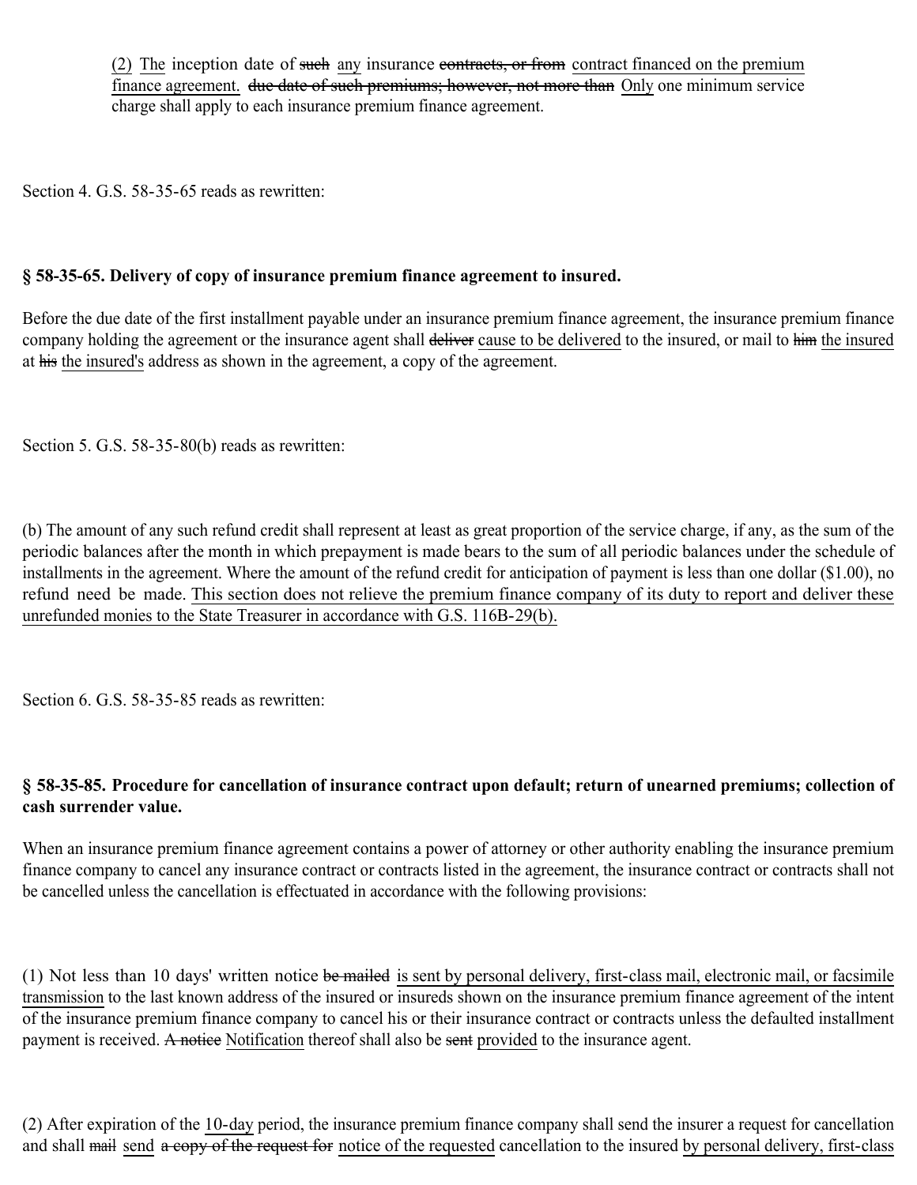<u>(2)</u> <u>The</u> inception date of ~~such~~ <u>any</u> insurance ~~contracts, or from~~ <u>contract financed on the premium finance agreement.</u> ~~due date of such premiums; however, not more than~~ <u>Only</u> one minimum service charge shall apply to each insurance premium finance agreement.

Section 4. G.S. 58-35-65 reads as rewritten:

**§ 58-35-65. Delivery of copy of insurance premium finance agreement to insured.**

Before the due date of the first installment payable under an insurance premium finance agreement, the insurance premium finance company holding the agreement or the insurance agent shall ~~deliver~~ <u>cause to be delivered</u> to the insured, or mail to ~~him~~ <u>the insured</u> at ~~his~~ <u>the insured's</u> address as shown in the agreement, a copy of the agreement.

Section 5. G.S. 58-35-80(b) reads as rewritten:

(b) The amount of any such refund credit shall represent at least as great proportion of the service charge, if any, as the sum of the periodic balances after the month in which prepayment is made bears to the sum of all periodic balances under the schedule of installments in the agreement. Where the amount of the refund credit for anticipation of payment is less than one dollar ($1.00), no refund need be made. <u>This section does not relieve the premium finance company of its duty to report and deliver these unrefunded monies to the State Treasurer in accordance with G.S. 116B-29(b).</u>

Section 6. G.S. 58-35-85 reads as rewritten:

**§ 58-35-85. Procedure for cancellation of insurance contract upon default; return of unearned premiums; collection of cash surrender value.**

When an insurance premium finance agreement contains a power of attorney or other authority enabling the insurance premium finance company to cancel any insurance contract or contracts listed in the agreement, the insurance contract or contracts shall not be cancelled unless the cancellation is effectuated in accordance with the following provisions:

(1) Not less than 10 days' written notice ~~be mailed~~ <u>is sent by personal delivery, first-class mail, electronic mail, or facsimile transmission</u> to the last known address of the insured or insureds shown on the insurance premium finance agreement of the intent of the insurance premium finance company to cancel his or their insurance contract or contracts unless the defaulted installment payment is received. ~~A notice~~ <u>Notification</u> thereof shall also be ~~sent~~ <u>provided</u> to the insurance agent.

(2) After expiration of the <u>10-day</u> period, the insurance premium finance company shall send the insurer a request for cancellation and shall ~~mail~~ <u>send</u> ~~a copy of the request for~~ <u>notice of the requested</u> cancellation to the insured <u>by personal delivery, first-class</u>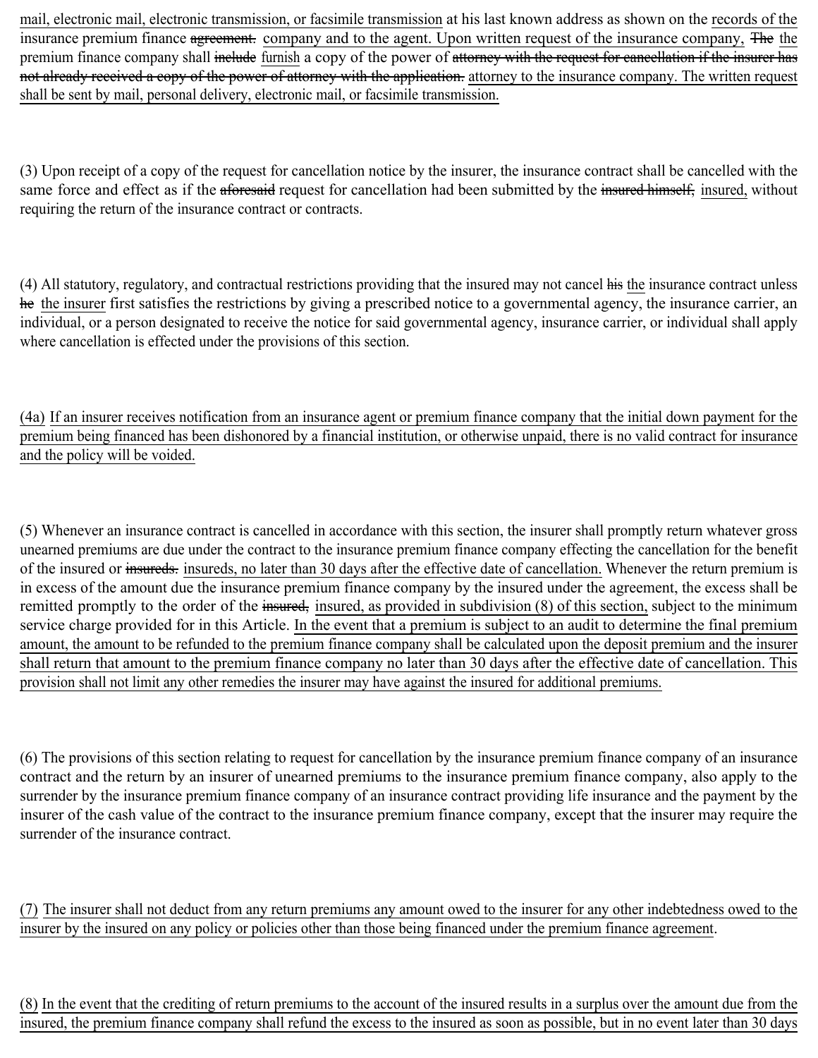<u>mail, electronic mail, electronic transmission, or facsimile transmission</u> at his last known address as shown on the <u>records of the</u> insurance premium finance ~~agreement.~~ <u>company and to the agent. Upon written request of the insurance company,</u> ~~The~~ <u>the</u> premium finance company shall ~~include~~ <u>furnish</u> a copy of the power of ~~attorney with the request for cancellation if the insurer has not already received a copy of the power of attorney with the application.~~ <u>attorney to the insurance company. The written request shall be sent by mail, personal delivery, electronic mail, or facsimile transmission.</u>

(3) Upon receipt of a copy of the request for cancellation notice by the insurer, the insurance contract shall be cancelled with the same force and effect as if the ~~aforesaid~~ request for cancellation had been submitted by the ~~insured himself,~~ <u>insured,</u> without requiring the return of the insurance contract or contracts.

(4) All statutory, regulatory, and contractual restrictions providing that the insured may not cancel ~~his~~ <u>the</u> insurance contract unless ~~he~~ <u>the insurer</u> first satisfies the restrictions by giving a prescribed notice to a governmental agency, the insurance carrier, an individual, or a person designated to receive the notice for said governmental agency, insurance carrier, or individual shall apply where cancellation is effected under the provisions of this section.

<u>(4a) If an insurer receives notification from an insurance agent or premium finance company that the initial down payment for the premium being financed has been dishonored by a financial institution, or otherwise unpaid, there is no valid contract for insurance and the policy will be voided.</u>

(5) Whenever an insurance contract is cancelled in accordance with this section, the insurer shall promptly return whatever gross unearned premiums are due under the contract to the insurance premium finance company effecting the cancellation for the benefit of the insured or ~~insureds.~~ <u>insureds, no later than 30 days after the effective date of cancellation.</u> Whenever the return premium is in excess of the amount due the insurance premium finance company by the insured under the agreement, the excess shall be remitted promptly to the order of the ~~insured,~~ <u>insured, as provided in subdivision (8) of this section,</u> subject to the minimum service charge provided for in this Article. <u>In the event that a premium is subject to an audit to determine the final premium amount, the amount to be refunded to the premium finance company shall be calculated upon the deposit premium and the insurer shall return that amount to the premium finance company no later than 30 days after the effective date of cancellation. This provision shall not limit any other remedies the insurer may have against the insured for additional premiums.</u>

(6) The provisions of this section relating to request for cancellation by the insurance premium finance company of an insurance contract and the return by an insurer of unearned premiums to the insurance premium finance company, also apply to the surrender by the insurance premium finance company of an insurance contract providing life insurance and the payment by the insurer of the cash value of the contract to the insurance premium finance company, except that the insurer may require the surrender of the insurance contract.

<u>(7) The insurer shall not deduct from any return premiums any amount owed to the insurer for any other indebtedness owed to the insurer by the insured on any policy or policies other than those being financed under the premium finance agreement</u>.

<u>(8) In the event that the crediting of return premiums to the account of the insured results in a surplus over the amount due from the insured, the premium finance company shall refund the excess to the insured as soon as possible, but in no event later than 30 days</u>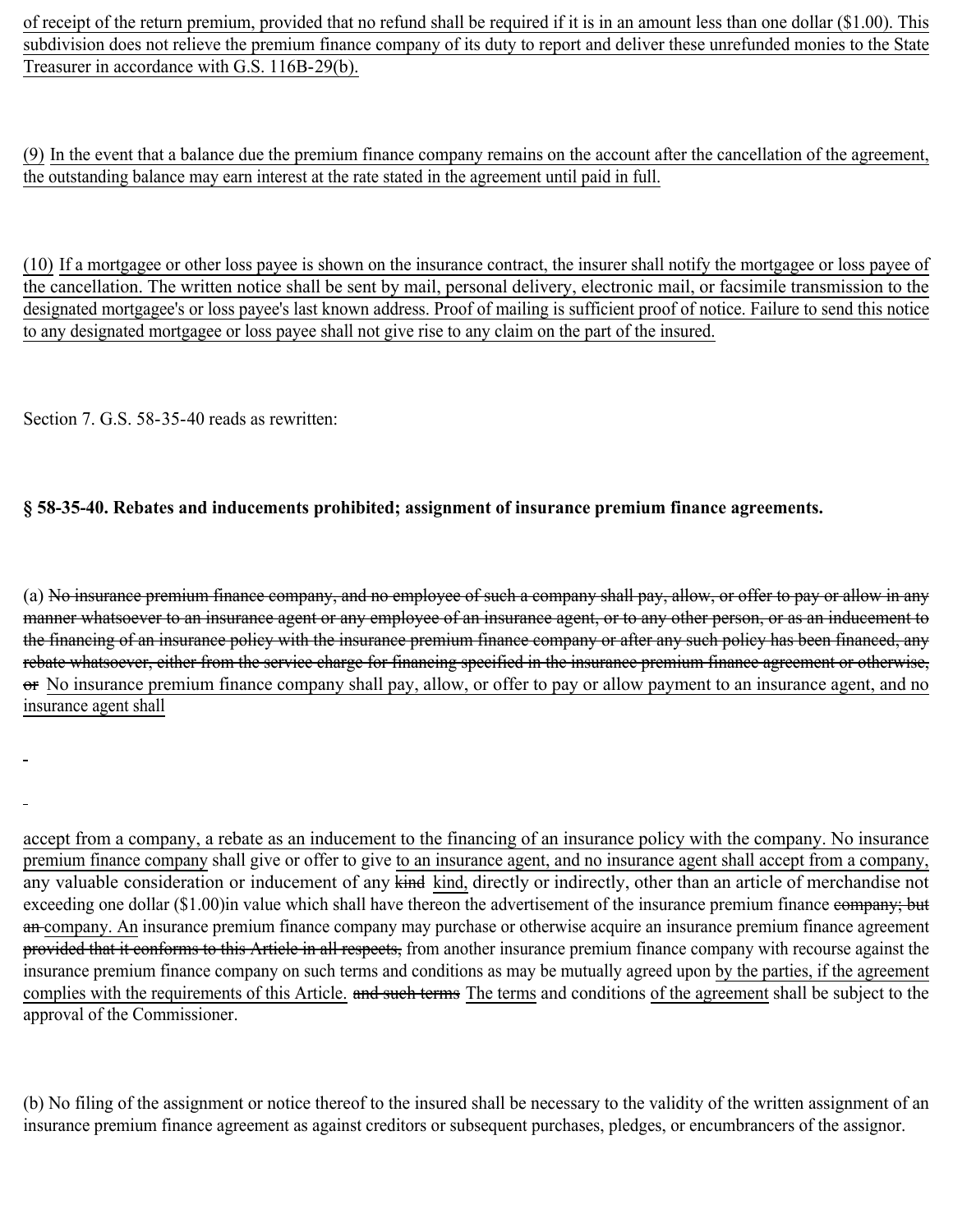<u>of receipt of the return premium, provided that no refund shall be required if it is in an amount less than one dollar ($1.00). This subdivision does not relieve the premium finance company of its duty to report and deliver these unrefunded monies to the State Treasurer in accordance with G.S. 116B-29(b).</u>

<u>(9)</u> <u>In the event that a balance due the premium finance company remains on the account after the cancellation of the agreement, the outstanding balance may earn interest at the rate stated in the agreement until paid in full.</u>

<u>(10)</u> <u>If a mortgagee or other loss payee is shown on the insurance contract, the insurer shall notify the mortgagee or loss payee of the cancellation. The written notice shall be sent by mail, personal delivery, electronic mail, or facsimile transmission to the designated mortgagee's or loss payee's last known address. Proof of mailing is sufficient proof of notice. Failure to send this notice to any designated mortgagee or loss payee shall not give rise to any claim on the part of the insured.</u>

Section 7. G.S. 58-35-40 reads as rewritten:

**§ 58-35-40. Rebates and inducements prohibited; assignment of insurance premium finance agreements.**

(a) ~~No insurance premium finance company, and no employee of such a company shall pay, allow, or offer to pay or allow in any manner whatsoever to an insurance agent or any employee of an insurance agent, or to any other person, or as an inducement to the financing of an insurance policy with the insurance premium finance company or after any such policy has been financed, any rebate whatsoever, either from the service charge for financing specified in the insurance premium finance agreement or otherwise, or~~ <u>No insurance premium finance company shall pay, allow, or offer to pay or allow payment to an insurance agent, and no insurance agent shall</u>

<u>accept from a company, a rebate as an inducement to the financing of an insurance policy with the company. No insurance premium finance company</u> shall give or offer to give <u>to an insurance agent, and no insurance agent shall accept from a company,</u> any valuable consideration or inducement of any ~~kind~~ <u>kind,</u> directly or indirectly, other than an article of merchandise not exceeding one dollar ($1.00)in value which shall have thereon the advertisement of the insurance premium finance ~~company; but an~~ <u>company. An</u> insurance premium finance company may purchase or otherwise acquire an insurance premium finance agreement ~~provided that it conforms to this Article in all respects,~~ from another insurance premium finance company with recourse against the insurance premium finance company on such terms and conditions as may be mutually agreed upon <u>by the parties, if the agreement complies with the requirements of this Article.</u> ~~and such terms~~ <u>The terms</u> and conditions <u>of the agreement</u> shall be subject to the approval of the Commissioner.

(b) No filing of the assignment or notice thereof to the insured shall be necessary to the validity of the written assignment of an insurance premium finance agreement as against creditors or subsequent purchases, pledges, or encumbrancers of the assignor.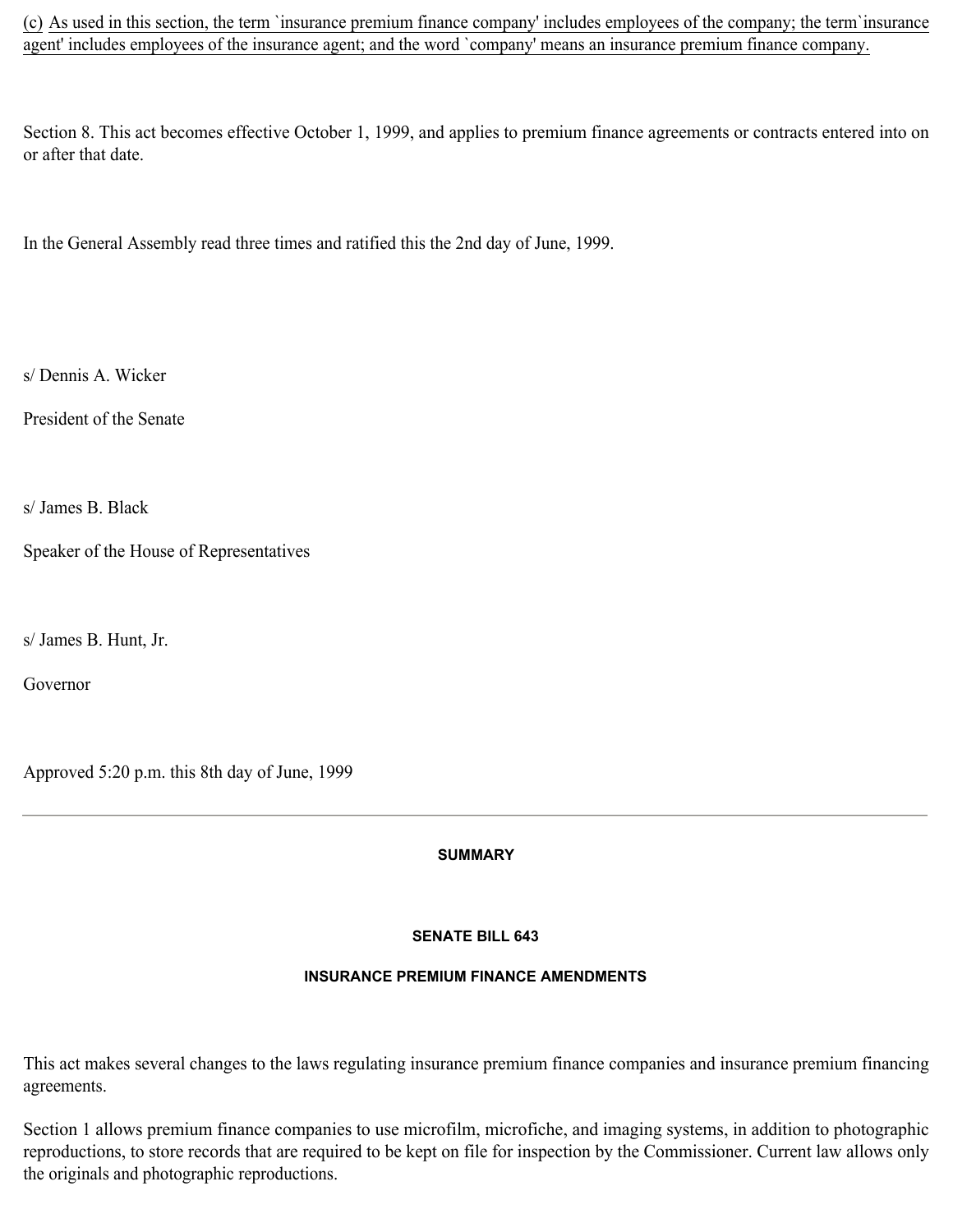(c) As used in this section, the term `insurance premium finance company' includes employees of the company; the term`insurance agent' includes employees of the insurance agent; and the word `company' means an insurance premium finance company.

Section 8. This act becomes effective October 1, 1999, and applies to premium finance agreements or contracts entered into on or after that date.

In the General Assembly read three times and ratified this the 2nd day of June, 1999.

s/ Dennis A. Wicker

President of the Senate

s/ James B. Black

Speaker of the House of Representatives

s/ James B. Hunt, Jr.

Governor

Approved 5:20 p.m. this 8th day of June, 1999

---

**SUMMARY**

**SENATE BILL 643**

**INSURANCE PREMIUM FINANCE AMENDMENTS**

This act makes several changes to the laws regulating insurance premium finance companies and insurance premium financing agreements.

Section 1 allows premium finance companies to use microfilm, microfiche, and imaging systems, in addition to photographic reproductions, to store records that are required to be kept on file for inspection by the Commissioner. Current law allows only the originals and photographic reproductions.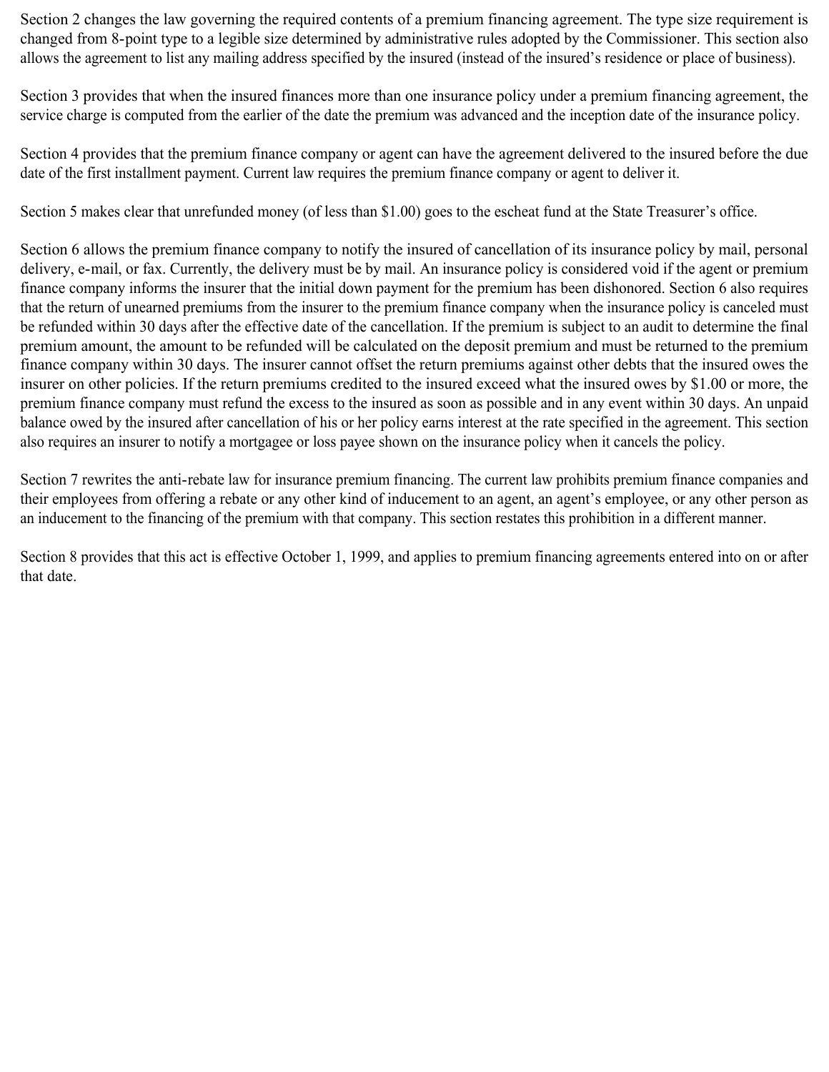Section 2 changes the law governing the required contents of a premium financing agreement. The type size requirement is changed from 8-point type to a legible size determined by administrative rules adopted by the Commissioner. This section also allows the agreement to list any mailing address specified by the insured (instead of the insured's residence or place of business).

Section 3 provides that when the insured finances more than one insurance policy under a premium financing agreement, the service charge is computed from the earlier of the date the premium was advanced and the inception date of the insurance policy.

Section 4 provides that the premium finance company or agent can have the agreement delivered to the insured before the due date of the first installment payment. Current law requires the premium finance company or agent to deliver it.

Section 5 makes clear that unrefunded money (of less than $1.00) goes to the escheat fund at the State Treasurer's office.

Section 6 allows the premium finance company to notify the insured of cancellation of its insurance policy by mail, personal delivery, e-mail, or fax. Currently, the delivery must be by mail. An insurance policy is considered void if the agent or premium finance company informs the insurer that the initial down payment for the premium has been dishonored. Section 6 also requires that the return of unearned premiums from the insurer to the premium finance company when the insurance policy is canceled must be refunded within 30 days after the effective date of the cancellation. If the premium is subject to an audit to determine the final premium amount, the amount to be refunded will be calculated on the deposit premium and must be returned to the premium finance company within 30 days. The insurer cannot offset the return premiums against other debts that the insured owes the insurer on other policies. If the return premiums credited to the insured exceed what the insured owes by $1.00 or more, the premium finance company must refund the excess to the insured as soon as possible and in any event within 30 days. An unpaid balance owed by the insured after cancellation of his or her policy earns interest at the rate specified in the agreement. This section also requires an insurer to notify a mortgagee or loss payee shown on the insurance policy when it cancels the policy.

Section 7 rewrites the anti-rebate law for insurance premium financing. The current law prohibits premium finance companies and their employees from offering a rebate or any other kind of inducement to an agent, an agent's employee, or any other person as an inducement to the financing of the premium with that company. This section restates this prohibition in a different manner.

Section 8 provides that this act is effective October 1, 1999, and applies to premium financing agreements entered into on or after that date.